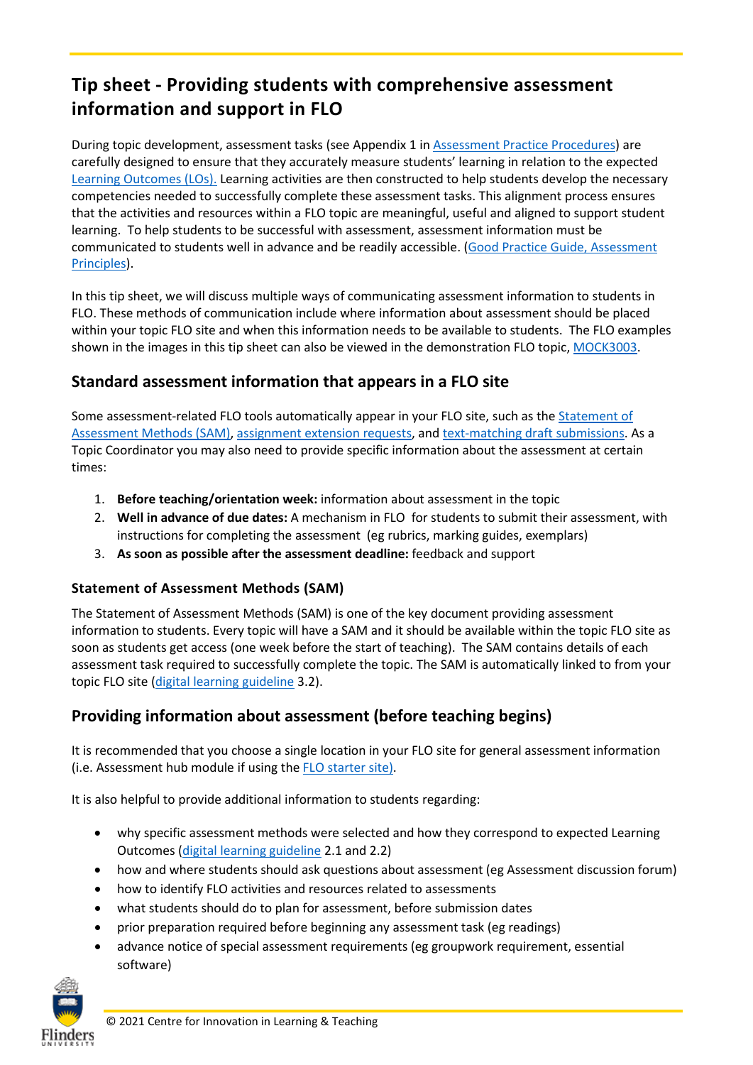# Tip sheet - Providing students with comprehensive assessment information and support in FLO

During topic development, assessment tasks (see Appendix 1 in Assessment Practice Procedures) are carefully designed to ensure that they accurately measure students' learning in relation to the expected Learning Outcomes (LOs). Learning activities are then constructed to help students develop the necessary competencies needed to successfully complete these assessment tasks. This alignment process ensures that the activities and resources within a FLO topic are meaningful, useful and aligned to support student learning. To help students to be successful with assessment, assessment information must be communicated to students well in advance and be readily accessible. (Good Practice Guide, Assessment Principles).

In this tip sheet, we will discuss multiple ways of communicating assessment information to students in FLO. These methods of communication include where information about assessment should be placed within your topic FLO site and when this information needs to be available to students. The FLO examples shown in the images in this tip sheet can also be viewed in the demonstration FLO topic, MOCK3003.

## Standard assessment information that appears in a FLO site

Some assessment-related FLO tools automatically appear in your FLO site, such as the Statement of Assessment Methods (SAM), assignment extension requests, and text-matching draft submissions. As a Topic Coordinator you may also need to provide specific information about the assessment at certain times:

1. **Before teaching/orientation week:** information about assessment in the topic
2. **Well in advance of due dates:** A mechanism in FLO for students to submit their assessment, with instructions for completing the assessment (eg rubrics, marking guides, exemplars)
3. **As soon as possible after the assessment deadline:** feedback and support

### Statement of Assessment Methods (SAM)

The Statement of Assessment Methods (SAM) is one of the key document providing assessment information to students. Every topic will have a SAM and it should be available within the topic FLO site as soon as students get access (one week before the start of teaching). The SAM contains details of each assessment task required to successfully complete the topic. The SAM is automatically linked to from your topic FLO site (digital learning guideline 3.2).

## Providing information about assessment (before teaching begins)

It is recommended that you choose a single location in your FLO site for general assessment information (i.e. Assessment hub module if using the FLO starter site).

It is also helpful to provide additional information to students regarding:

- why specific assessment methods were selected and how they correspond to expected Learning Outcomes (digital learning guideline 2.1 and 2.2)
- how and where students should ask questions about assessment (eg Assessment discussion forum)
- how to identify FLO activities and resources related to assessments
- what students should do to plan for assessment, before submission dates
- prior preparation required before beginning any assessment task (eg readings)
- advance notice of special assessment requirements (eg groupwork requirement, essential software)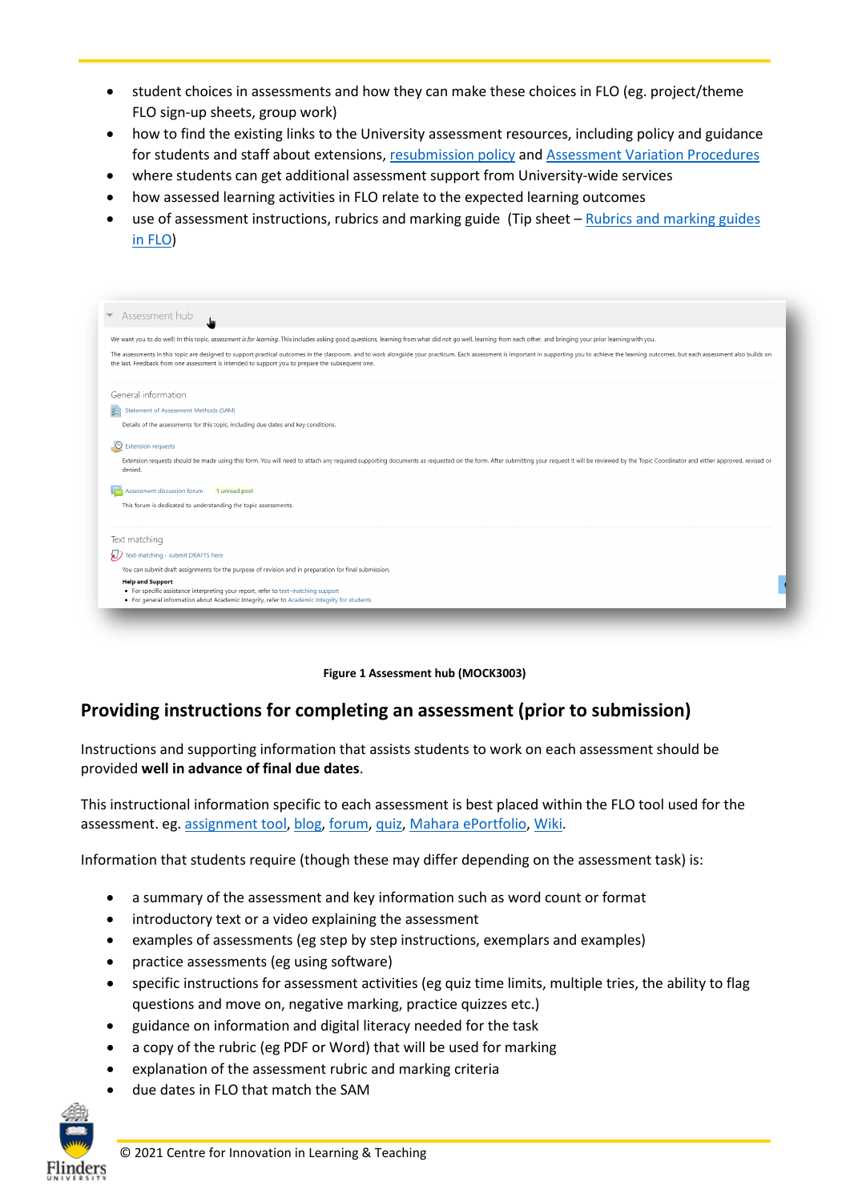- student choices in assessments and how they can make these choices in FLO (eg. project/theme FLO sign-up sheets, group work)
- how to find the existing links to the University assessment resources, including policy and guidance for students and staff about extensions, resubmission policy and Assessment Variation Procedures
- where students can get additional assessment support from University-wide services
- how assessed learning activities in FLO relate to the expected learning outcomes
- use of assessment instructions, rubrics and marking guide (Tip sheet – Rubrics and marking guides in FLO)

**Figure 1 Assessment hub (MOCK3003)**

## Providing instructions for completing an assessment (prior to submission)

Instructions and supporting information that assists students to work on each assessment should be provided **well in advance of final due dates**.

This instructional information specific to each assessment is best placed within the FLO tool used for the assessment. eg. assignment tool, blog, forum, quiz, Mahara ePortfolio, Wiki.

Information that students require (though these may differ depending on the assessment task) is:

- a summary of the assessment and key information such as word count or format
- introductory text or a video explaining the assessment
- examples of assessments (eg step by step instructions, exemplars and examples)
- practice assessments (eg using software)
- specific instructions for assessment activities (eg quiz time limits, multiple tries, the ability to flag questions and move on, negative marking, practice quizzes etc.)
- guidance on information and digital literacy needed for the task
- a copy of the rubric (eg PDF or Word) that will be used for marking
- explanation of the assessment rubric and marking criteria
- due dates in FLO that match the SAM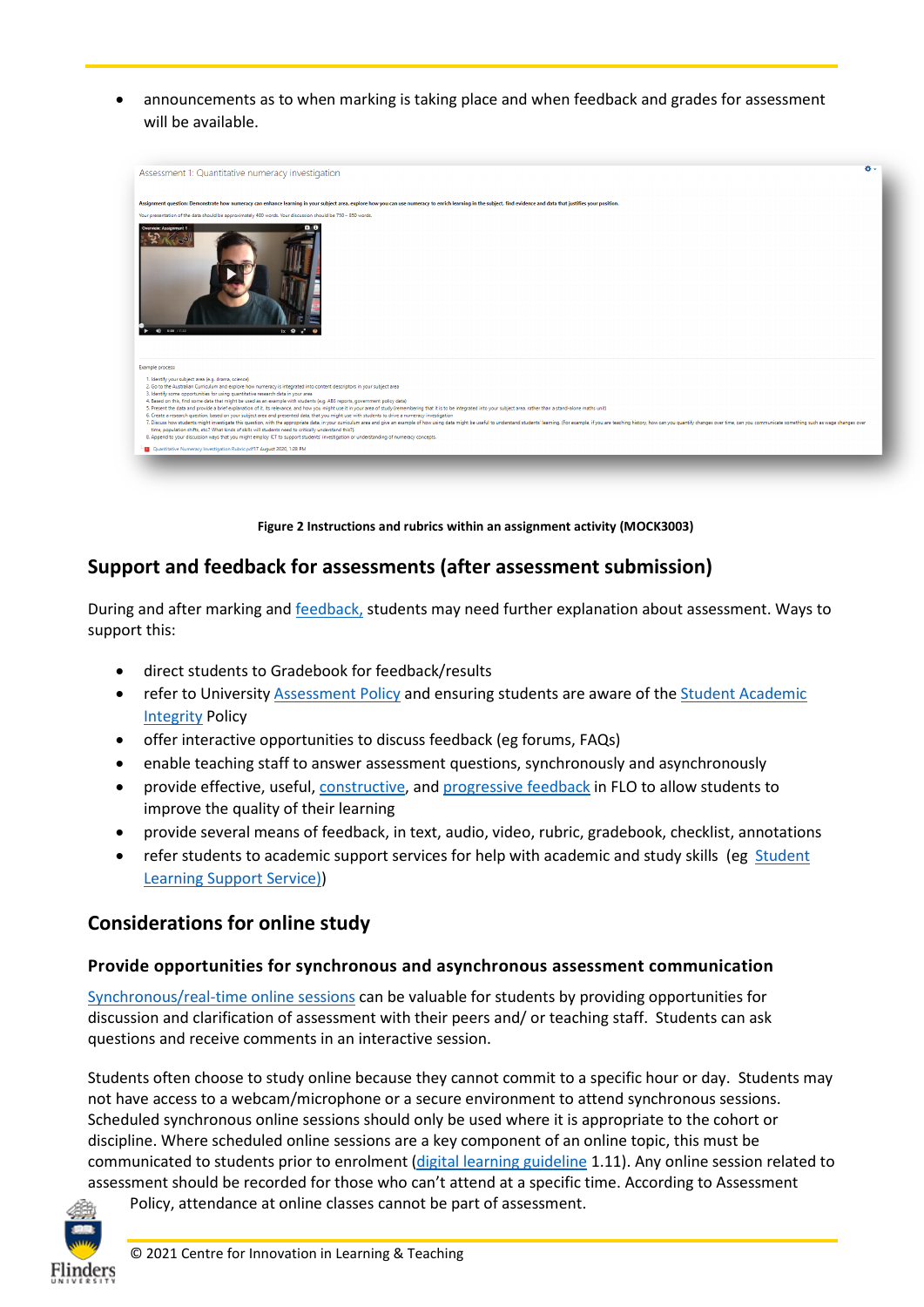- announcements as to when marking is taking place and when feedback and grades for assessment will be available.

**Figure 2 Instructions and rubrics within an assignment activity (MOCK3003)**

## Support and feedback for assessments (after assessment submission)

During and after marking and feedback, students may need further explanation about assessment. Ways to support this:

- direct students to Gradebook for feedback/results
- refer to University Assessment Policy and ensuring students are aware of the Student Academic Integrity Policy
- offer interactive opportunities to discuss feedback (eg forums, FAQs)
- enable teaching staff to answer assessment questions, synchronously and asynchronously
- provide effective, useful, constructive, and progressive feedback in FLO to allow students to improve the quality of their learning
- provide several means of feedback, in text, audio, video, rubric, gradebook, checklist, annotations
- refer students to academic support services for help with academic and study skills (eg Student Learning Support Service))

## Considerations for online study

### Provide opportunities for synchronous and asynchronous assessment communication

Synchronous/real-time online sessions can be valuable for students by providing opportunities for discussion and clarification of assessment with their peers and/ or teaching staff. Students can ask questions and receive comments in an interactive session.

Students often choose to study online because they cannot commit to a specific hour or day. Students may not have access to a webcam/microphone or a secure environment to attend synchronous sessions. Scheduled synchronous online sessions should only be used where it is appropriate to the cohort or discipline. Where scheduled online sessions are a key component of an online topic, this must be communicated to students prior to enrolment (digital learning guideline 1.11). Any online session related to assessment should be recorded for those who can't attend at a specific time. According to Assessment Policy, attendance at online classes cannot be part of assessment.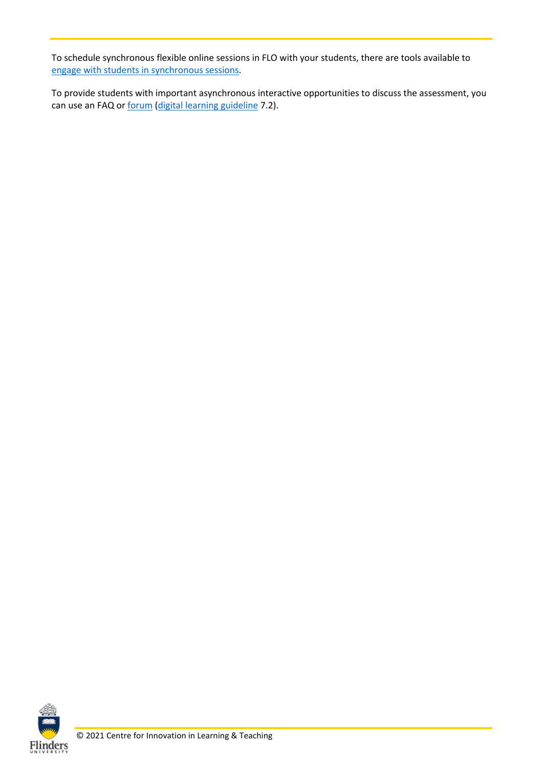To schedule synchronous flexible online sessions in FLO with your students, there are tools available to engage with students in synchronous sessions.

To provide students with important asynchronous interactive opportunities to discuss the assessment, you can use an FAQ or forum (digital learning guideline 7.2).